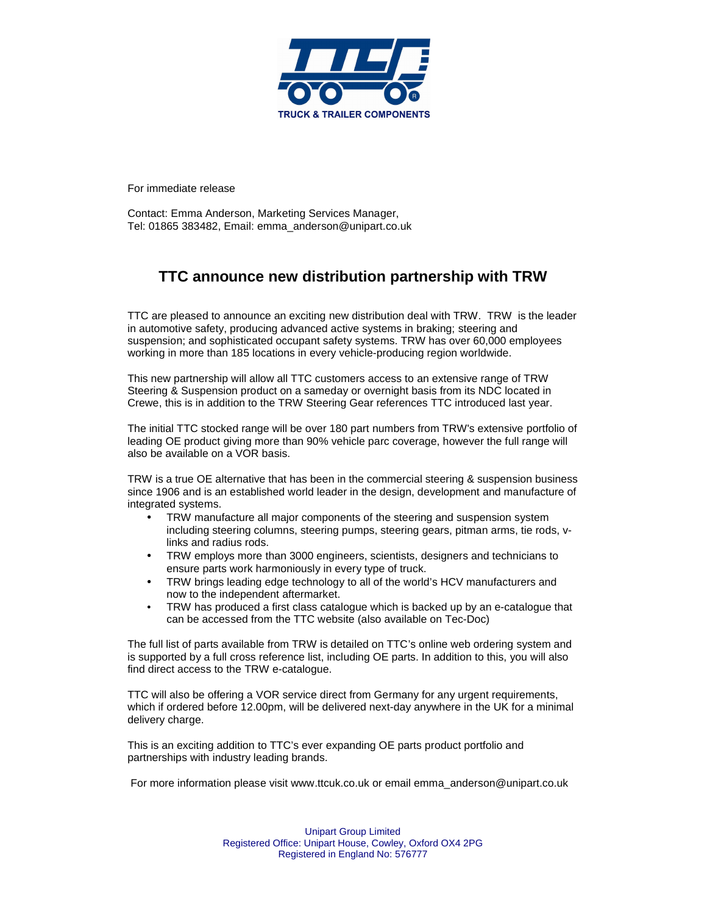TRUCK & TRAILER COMPONENTS

For immediate release

Contact: Emma Anderson, Marketing Services Manager,
Tel: 01865 383482, Email: emma_anderson@unipart.co.uk

## TTC announce new distribution partnership with TRW

TTC are pleased to announce an exciting new distribution deal with TRW. TRW is the leader in automotive safety, producing advanced active systems in braking; steering and suspension; and sophisticated occupant safety systems. TRW has over 60,000 employees working in more than 185 locations in every vehicle-producing region worldwide.

This new partnership will allow all TTC customers access to an extensive range of TRW Steering & Suspension product on a sameday or overnight basis from its NDC located in Crewe, this is in addition to the TRW Steering Gear references TTC introduced last year.

The initial TTC stocked range will be over 180 part numbers from TRW's extensive portfolio of leading OE product giving more than 90% vehicle parc coverage, however the full range will also be available on a VOR basis.

TRW is a true OE alternative that has been in the commercial steering & suspension business since 1906 and is an established world leader in the design, development and manufacture of integrated systems.

- TRW manufacture all major components of the steering and suspension system including steering columns, steering pumps, steering gears, pitman arms, tie rods, v-links and radius rods.
- TRW employs more than 3000 engineers, scientists, designers and technicians to ensure parts work harmoniously in every type of truck.
- TRW brings leading edge technology to all of the world's HCV manufacturers and now to the independent aftermarket.
- TRW has produced a first class catalogue which is backed up by an e-catalogue that can be accessed from the TTC website (also available on Tec-Doc)

The full list of parts available from TRW is detailed on TTC's online web ordering system and is supported by a full cross reference list, including OE parts. In addition to this, you will also find direct access to the TRW e-catalogue.

TTC will also be offering a VOR service direct from Germany for any urgent requirements, which if ordered before 12.00pm, will be delivered next-day anywhere in the UK for a minimal delivery charge.

This is an exciting addition to TTC's ever expanding OE parts product portfolio and partnerships with industry leading brands.

For more information please visit www.ttcuk.co.uk or email emma_anderson@unipart.co.uk

Unipart Group Limited
Registered Office: Unipart House, Cowley, Oxford OX4 2PG
Registered in England No: 576777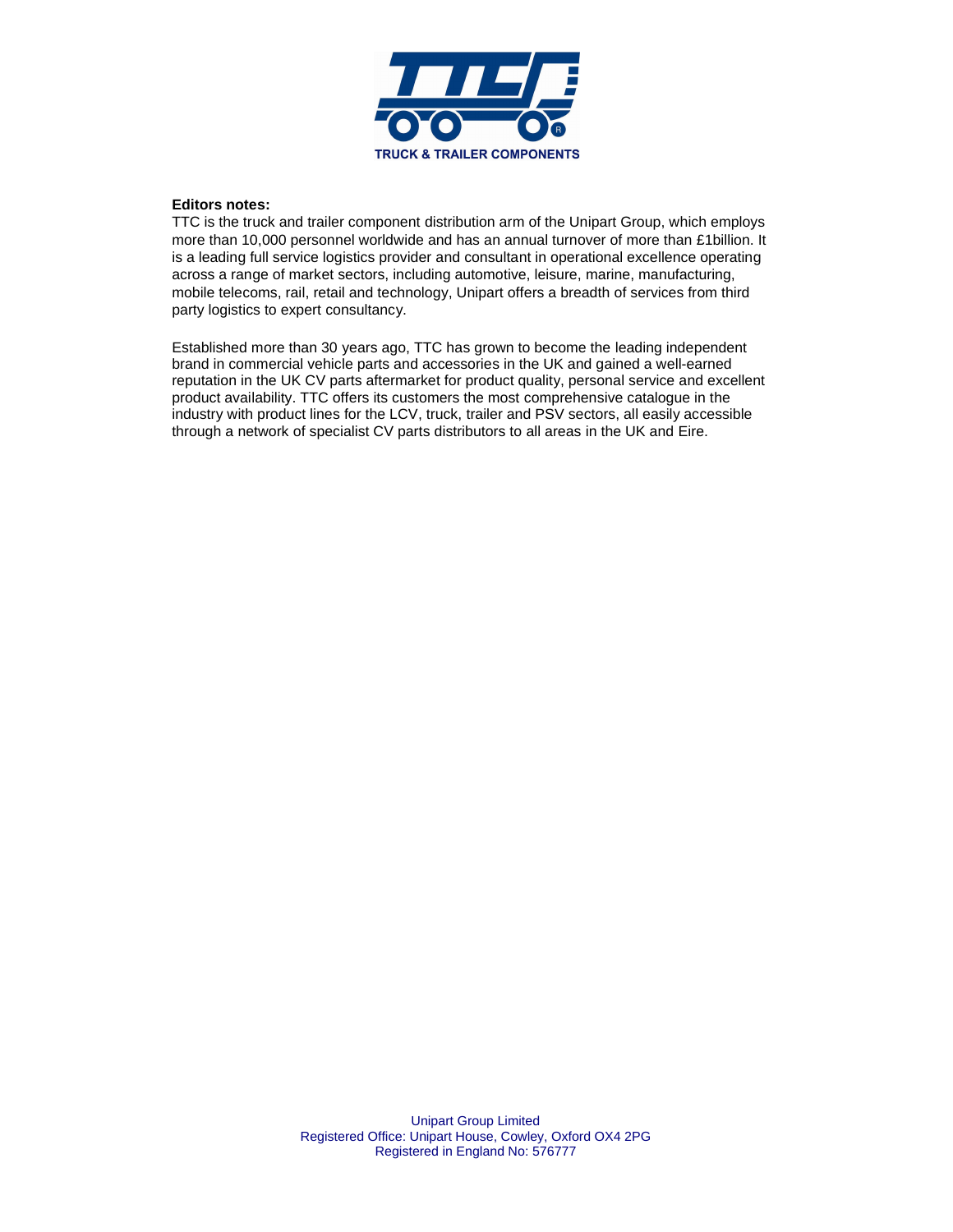TRUCK & TRAILER COMPONENTS

**Editors notes:**

TTC is the truck and trailer component distribution arm of the Unipart Group, which employs more than 10,000 personnel worldwide and has an annual turnover of more than £1billion. It is a leading full service logistics provider and consultant in operational excellence operating across a range of market sectors, including automotive, leisure, marine, manufacturing, mobile telecoms, rail, retail and technology, Unipart offers a breadth of services from third party logistics to expert consultancy.

Established more than 30 years ago, TTC has grown to become the leading independent brand in commercial vehicle parts and accessories in the UK and gained a well-earned reputation in the UK CV parts aftermarket for product quality, personal service and excellent product availability. TTC offers its customers the most comprehensive catalogue in the industry with product lines for the LCV, truck, trailer and PSV sectors, all easily accessible through a network of specialist CV parts distributors to all areas in the UK and Eire.

Unipart Group Limited
Registered Office: Unipart House, Cowley, Oxford OX4 2PG
Registered in England No: 576777